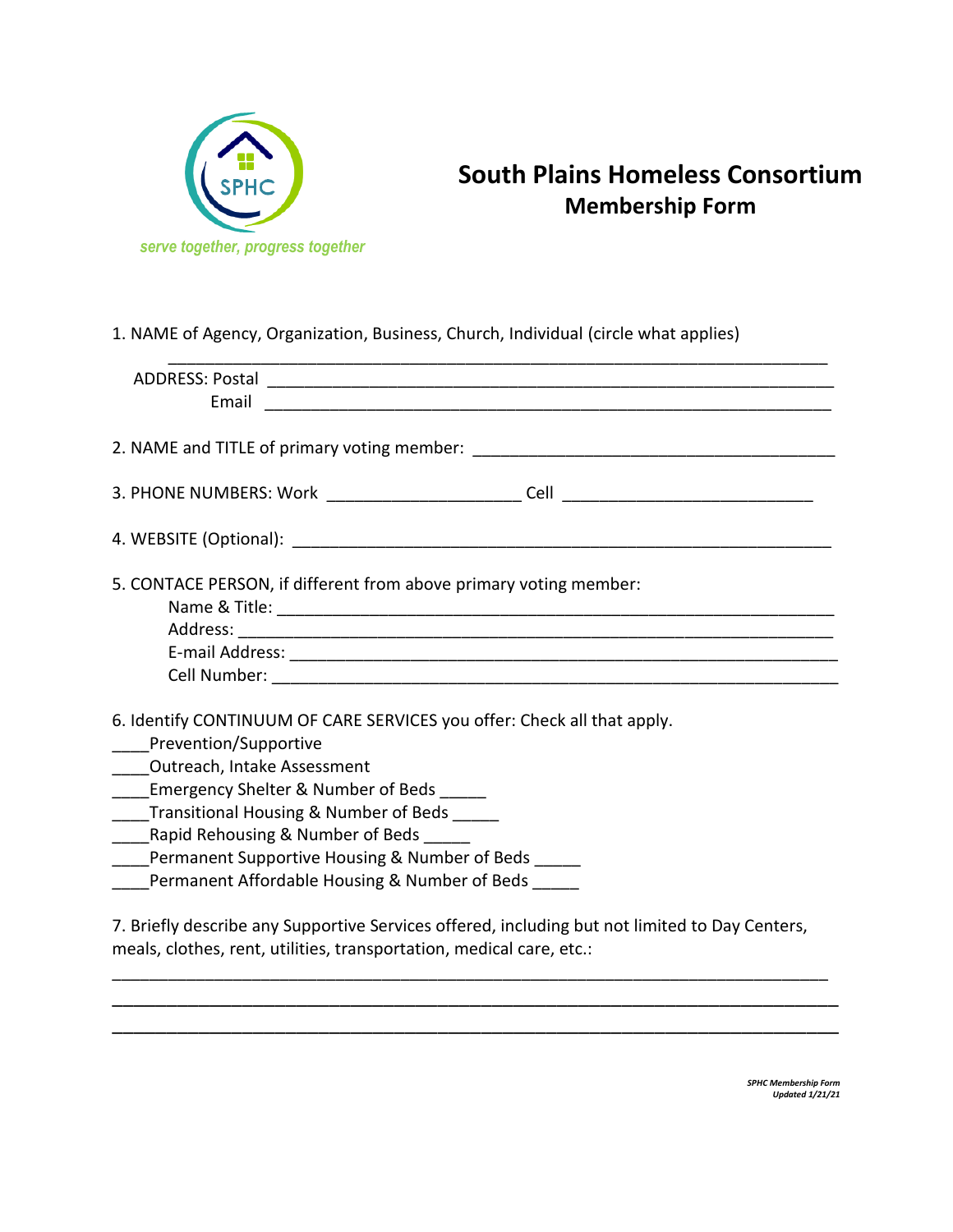SPHC

*serve together, progress together*

# South Plains Homeless Consortium
## Membership Form

1. NAME of Agency, Organization, Business, Church, Individual (circle what applies)

_______________________________________________________________________

ADDRESS: Postal _______________________________________________________

Email _______________________________________________________

2. NAME and TITLE of primary voting member: _______________________________________

3. PHONE NUMBERS: Work ____________________ Cell __________________________

4. WEBSITE (Optional): __________________________________________________________

5. CONTACE PERSON, if different from above primary voting member:

Name & Title: _______________________________________________________

Address: __________________________________________________________

E-mail Address: _____________________________________________________

Cell Number: _______________________________________________________

6. Identify CONTINUUM OF CARE SERVICES you offer: Check all that apply.

____Prevention/Supportive

____Outreach, Intake Assessment

____Emergency Shelter & Number of Beds _____

____Transitional Housing & Number of Beds _____

____Rapid Rehousing & Number of Beds _____

____Permanent Supportive Housing & Number of Beds _____

____Permanent Affordable Housing & Number of Beds _____

7. Briefly describe any Supportive Services offered, including but not limited to Day Centers, meals, clothes, rent, utilities, transportation, medical care, etc.:

_______________________________________________________________________________

_______________________________________________________________________________

_______________________________________________________________________________

*SPHC Membership Form*
*Updated 1/21/21*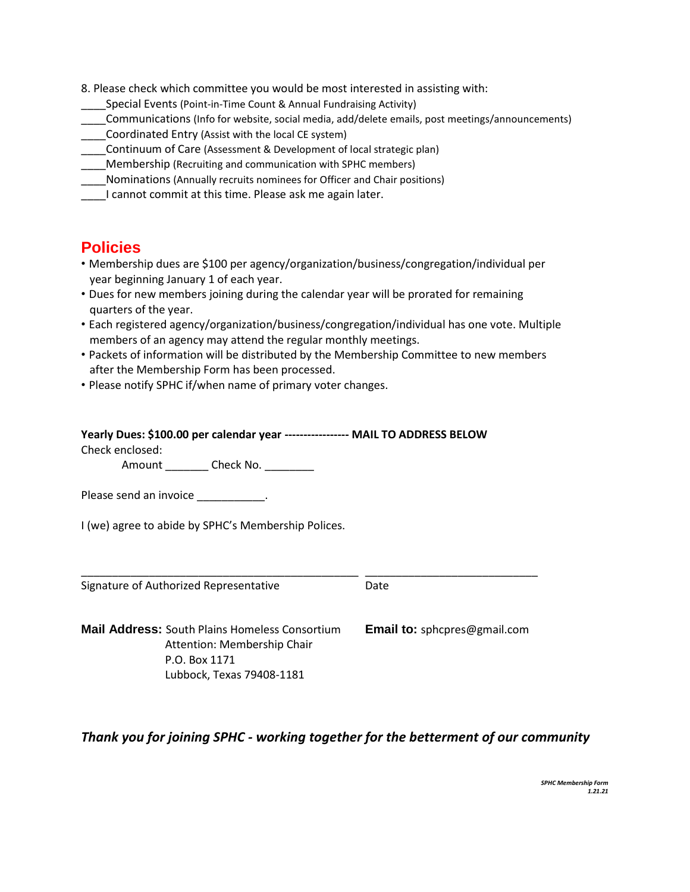8. Please check which committee you would be most interested in assisting with:

____Special Events (Point-in-Time Count & Annual Fundraising Activity)
____Communications (Info for website, social media, add/delete emails, post meetings/announcements)
____Coordinated Entry (Assist with the local CE system)
____Continuum of Care (Assessment & Development of local strategic plan)
____Membership (Recruiting and communication with SPHC members)
____Nominations (Annually recruits nominees for Officer and Chair positions)
____I cannot commit at this time. Please ask me again later.

## Policies

- Membership dues are $100 per agency/organization/business/congregation/individual per year beginning January 1 of each year.
- Dues for new members joining during the calendar year will be prorated for remaining quarters of the year.
- Each registered agency/organization/business/congregation/individual has one vote. Multiple members of an agency may attend the regular monthly meetings.
- Packets of information will be distributed by the Membership Committee to new members after the Membership Form has been processed.
- Please notify SPHC if/when name of primary voter changes.

**Yearly Dues: $100.00 per calendar year ---------------- MAIL TO ADDRESS BELOW**

Check enclosed:

Amount _______ Check No. ________

Please send an invoice ___________.

I (we) agree to abide by SPHC's Membership Polices.

_____________________________________________ ____________________________

Signature of Authorized Representative Date

**Mail Address:** South Plains Homeless Consortium
Attention: Membership Chair
P.O. Box 1171
Lubbock, Texas 79408-1181

**Email to:** sphcpres@gmail.com

***Thank you for joining SPHC - working together for the betterment of our community***

*SPHC Membership Form*
*1.21.21*